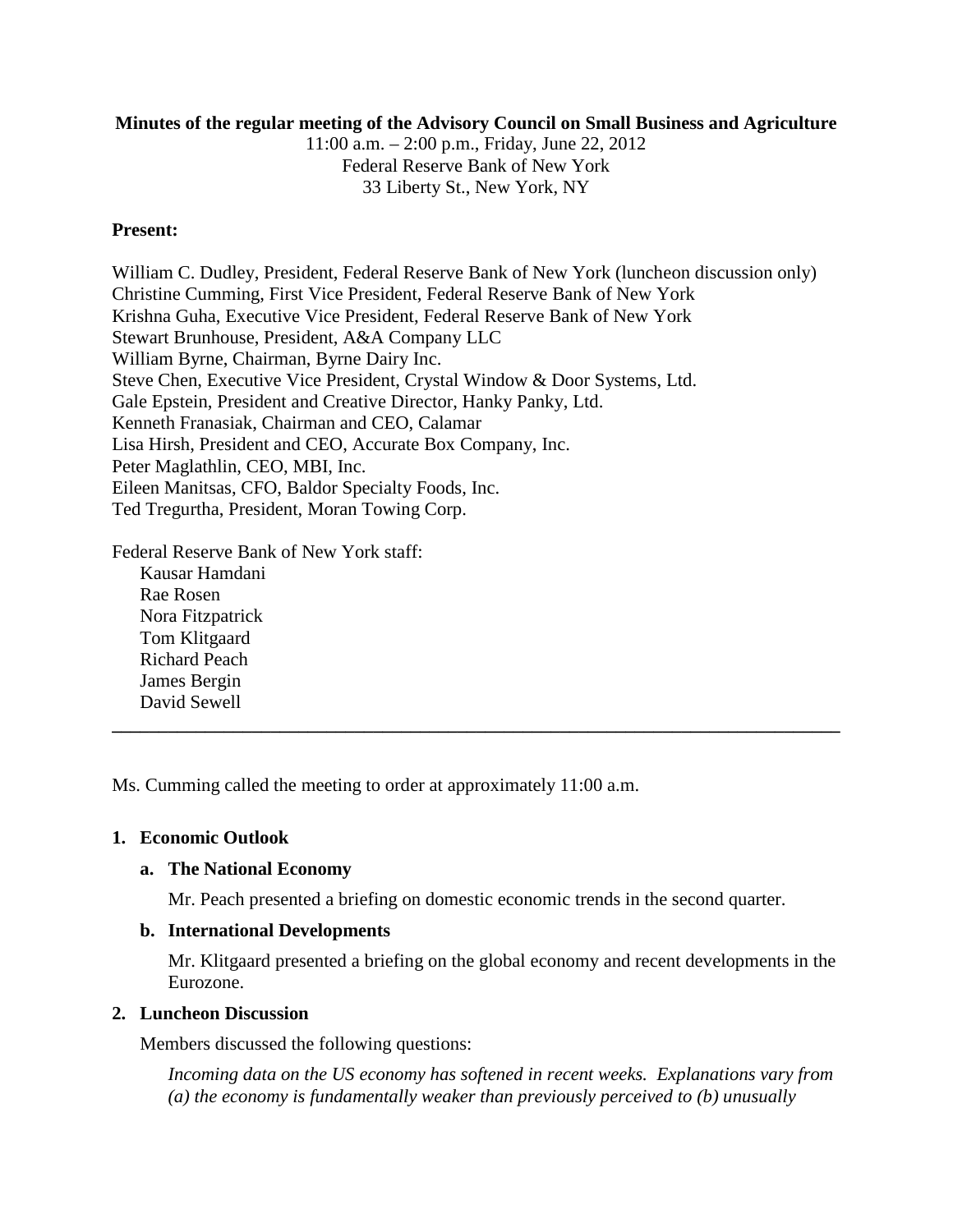**Minutes of the regular meeting of the Advisory Council on Small Business and Agriculture**

11:00 a.m. – 2:00 p.m., Friday, June 22, 2012
Federal Reserve Bank of New York
33 Liberty St., New York, NY

**Present:**

William C. Dudley, President, Federal Reserve Bank of New York (luncheon discussion only)
Christine Cumming, First Vice President, Federal Reserve Bank of New York
Krishna Guha, Executive Vice President, Federal Reserve Bank of New York
Stewart Brunhouse, President, A&A Company LLC
William Byrne, Chairman, Byrne Dairy Inc.
Steve Chen, Executive Vice President, Crystal Window & Door Systems, Ltd.
Gale Epstein, President and Creative Director, Hanky Panky, Ltd.
Kenneth Franasiak, Chairman and CEO, Calamar
Lisa Hirsh, President and CEO, Accurate Box Company, Inc.
Peter Maglathlin, CEO, MBI, Inc.
Eileen Manitsas, CFO, Baldor Specialty Foods, Inc.
Ted Tregurtha, President, Moran Towing Corp.

Federal Reserve Bank of New York staff:
- Kausar Hamdani
- Rae Rosen
- Nora Fitzpatrick
- Tom Klitgaard
- Richard Peach
- James Bergin
- David Sewell

---

Ms. Cumming called the meeting to order at approximately 11:00 a.m.

**1. Economic Outlook**

**a. The National Economy**

Mr. Peach presented a briefing on domestic economic trends in the second quarter.

**b. International Developments**

Mr. Klitgaard presented a briefing on the global economy and recent developments in the Eurozone.

**2. Luncheon Discussion**

Members discussed the following questions:

*Incoming data on the US economy has softened in recent weeks. Explanations vary from (a) the economy is fundamentally weaker than previously perceived to (b) unusually*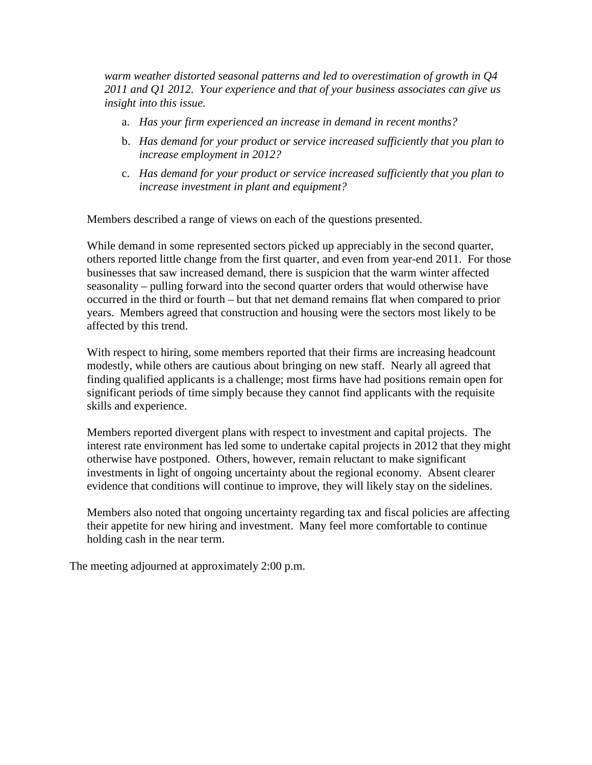*warm weather distorted seasonal patterns and led to overestimation of growth in Q4 2011 and Q1 2012. Your experience and that of your business associates can give us insight into this issue.*

a. *Has your firm experienced an increase in demand in recent months?*

b. *Has demand for your product or service increased sufficiently that you plan to increase employment in 2012?*

c. *Has demand for your product or service increased sufficiently that you plan to increase investment in plant and equipment?*

Members described a range of views on each of the questions presented.

While demand in some represented sectors picked up appreciably in the second quarter, others reported little change from the first quarter, and even from year-end 2011. For those businesses that saw increased demand, there is suspicion that the warm winter affected seasonality – pulling forward into the second quarter orders that would otherwise have occurred in the third or fourth – but that net demand remains flat when compared to prior years. Members agreed that construction and housing were the sectors most likely to be affected by this trend.

With respect to hiring, some members reported that their firms are increasing headcount modestly, while others are cautious about bringing on new staff. Nearly all agreed that finding qualified applicants is a challenge; most firms have had positions remain open for significant periods of time simply because they cannot find applicants with the requisite skills and experience.

Members reported divergent plans with respect to investment and capital projects. The interest rate environment has led some to undertake capital projects in 2012 that they might otherwise have postponed. Others, however, remain reluctant to make significant investments in light of ongoing uncertainty about the regional economy. Absent clearer evidence that conditions will continue to improve, they will likely stay on the sidelines.

Members also noted that ongoing uncertainty regarding tax and fiscal policies are affecting their appetite for new hiring and investment. Many feel more comfortable to continue holding cash in the near term.

The meeting adjourned at approximately 2:00 p.m.